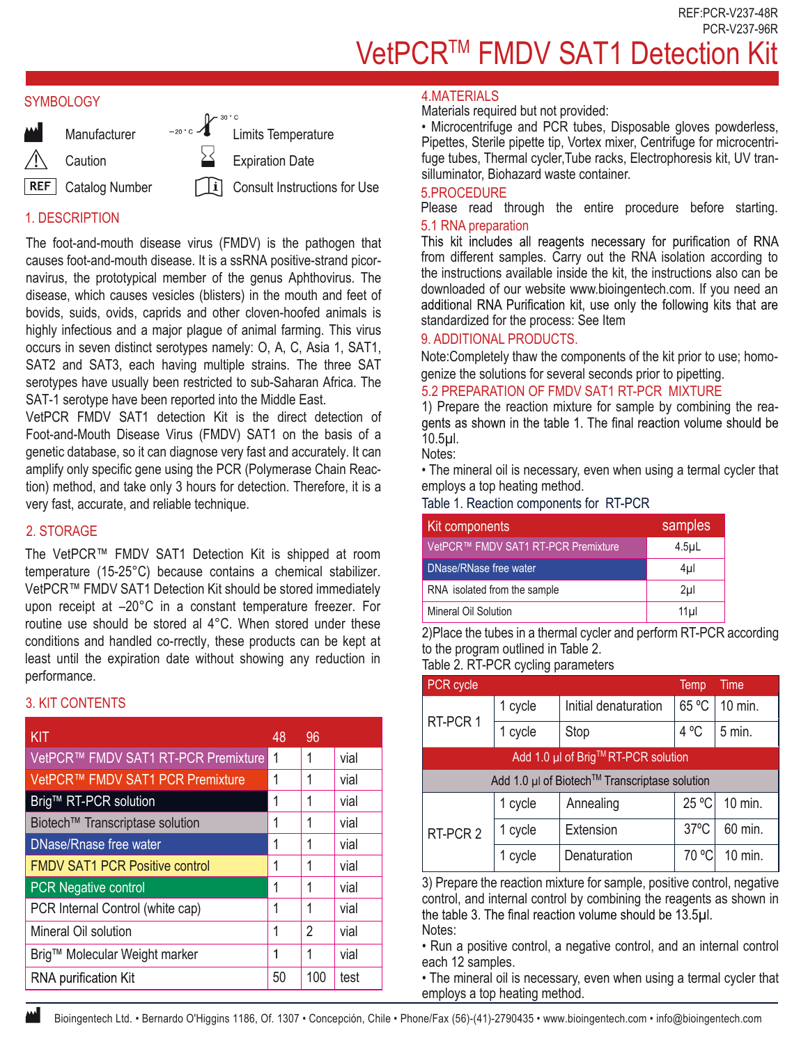REF:PCR-V237-48R
PCR-V237-96R

# VetPCR™ FMDV SAT1 Detection Kit

## SYMBOLOGY

- Manufacturer
- Caution
- REF Catalog Number
- −20 °C / 30 °C Limits Temperature
- Expiration Date
- Consult Instructions for Use

## 1. DESCRIPTION

The foot-and-mouth disease virus (FMDV) is the pathogen that causes foot-and-mouth disease. It is a ssRNA positive-strand picornavirus, the prototypical member of the genus Aphthovirus. The disease, which causes vesicles (blisters) in the mouth and feet of bovids, suids, ovids, caprids and other cloven-hoofed animals is highly infectious and a major plague of animal farming. This virus occurs in seven distinct serotypes namely: O, A, C, Asia 1, SAT1, SAT2 and SAT3, each having multiple strains. The three SAT serotypes have usually been restricted to sub-Saharan Africa. The SAT-1 serotype have been reported into the Middle East.

VetPCR FMDV SAT1 detection Kit is the direct detection of Foot-and-Mouth Disease Virus (FMDV) SAT1 on the basis of a genetic database, so it can diagnose very fast and accurately. It can amplify only specific gene using the PCR (Polymerase Chain Reaction) method, and take only 3 hours for detection. Therefore, it is a very fast, accurate, and reliable technique.

## 2. STORAGE

The VetPCR™ FMDV SAT1 Detection Kit is shipped at room temperature (15-25°C) because contains a chemical stabilizer. VetPCR™ FMDV SAT1 Detection Kit should be stored immediately upon receipt at –20°C in a constant temperature freezer. For routine use should be stored al 4°C. When stored under these conditions and handled co-rrectly, these products can be kept at least until the expiration date without showing any reduction in performance.

## 3. KIT CONTENTS

| KIT | 48 | 96 | |
|---|---|---|---|
| VetPCR™ FMDV SAT1 RT-PCR Premixture | 1 | 1 | vial |
| VetPCR™ FMDV SAT1 PCR Premixture | 1 | 1 | vial |
| Brig™ RT-PCR solution | 1 | 1 | vial |
| Biotech™ Transcriptase solution | 1 | 1 | vial |
| DNase/Rnase free water | 1 | 1 | vial |
| FMDV SAT1 PCR Positive control | 1 | 1 | vial |
| PCR Negative control | 1 | 1 | vial |
| PCR Internal Control (white cap) | 1 | 1 | vial |
| Mineral Oil solution | 1 | 2 | vial |
| Brig™ Molecular Weight marker | 1 | 1 | vial |
| RNA purification Kit | 50 | 100 | test |

## 4.MATERIALS

Materials required but not provided:

- Microcentrifuge and PCR tubes, Disposable gloves powderless, Pipettes, Sterile pipette tip, Vortex mixer, Centrifuge for microcentrifuge tubes, Thermal cycler,Tube racks, Electrophoresis kit, UV transilluminator, Biohazard waste container.

## 5.PROCEDURE

Please read through the entire procedure before starting.

### 5.1 RNA preparation

This kit includes all reagents necessary for purification of RNA from different samples. Carry out the RNA isolation according to the instructions available inside the kit, the instructions also can be downloaded of our website www.bioingentech.com. If you need an additional RNA Purification kit, use only the following kits that are standardized for the process: See Item

9. ADDITIONAL PRODUCTS.

Note:Completely thaw the components of the kit prior to use; homogenize the solutions for several seconds prior to pipetting.

### 5.2 PREPARATION OF FMDV SAT1 RT-PCR MIXTURE

1) Prepare the reaction mixture for sample by combining the reagents as shown in the table 1. The final reaction volume should be 10.5μl.

Notes:

- The mineral oil is necessary, even when using a termal cycler that employs a top heating method.

Table 1. Reaction components for RT-PCR

| Kit components | samples |
|---|---|
| VetPCR™ FMDV SAT1 RT-PCR Premixture | 4.5μL |
| DNase/RNase free water | 4μl |
| RNA isolated from the sample | 2μl |
| Mineral Oil Solution | 11μl |

2)Place the tubes in a thermal cycler and perform RT-PCR according to the program outlined in Table 2.

Table 2. RT-PCR cycling parameters

| PCR cycle | | | Temp | Time |
|---|---|---|---|---|
| RT-PCR 1 | 1 cycle | Initial denaturation | 65 ºC | 10 min. |
| | 1 cycle | Stop | 4 ºC | 5 min. |
| Add 1.0 μl of Brig™ RT-PCR solution | | | | |
| Add 1.0 μl of Biotech™ Transcriptase solution | | | | |
| RT-PCR 2 | 1 cycle | Annealing | 25 ºC | 10 min. |
| | 1 cycle | Extension | 37ºC | 60 min. |
| | 1 cycle | Denaturation | 70 ºC | 10 min. |

3) Prepare the reaction mixture for sample, positive control, negative control, and internal control by combining the reagents as shown in the table 3. The final reaction volume should be 13.5μl.

Notes:

- Run a positive control, a negative control, and an internal control each 12 samples.
- The mineral oil is necessary, even when using a termal cycler that employs a top heating method.

Bioingentech Ltd. • Bernardo O'Higgins 1186, Of. 1307 • Concepción, Chile • Phone/Fax (56)-(41)-2790435 • www.bioingentech.com • info@bioingentech.com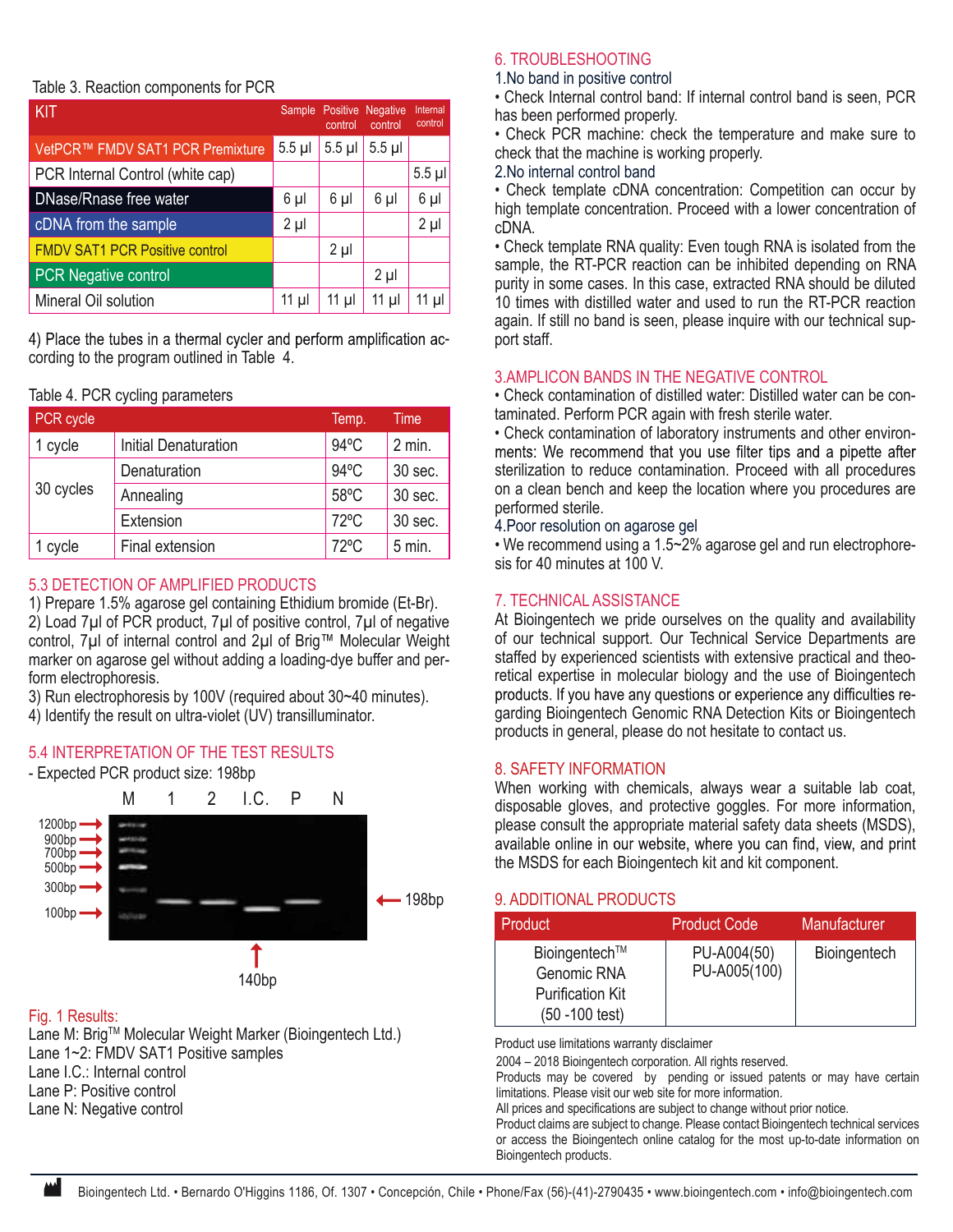Table 3. Reaction components for PCR

| KIT | Sample | Positive control | Negative control | Internal control |
|---|---|---|---|---|
| VetPCR™ FMDV SAT1 PCR Premixture | 5.5 µl | 5.5 µl | 5.5 µl | |
| PCR Internal Control (white cap) | | | | 5.5 µl |
| DNase/Rnase free water | 6 µl | 6 µl | 6 µl | 6 µl |
| cDNA from the sample | 2 µl | | | 2 µl |
| FMDV SAT1 PCR Positive control | | 2 µl | | |
| PCR Negative control | | | 2 µl | |
| Mineral Oil solution | 11 µl | 11 µl | 11 µl | 11 µl |

4) Place the tubes in a thermal cycler and perform amplification according to the program outlined in Table 4.

Table 4. PCR cycling parameters

| PCR cycle | | Temp. | Time |
|---|---|---|---|
| 1 cycle | Initial Denaturation | 94ºC | 2 min. |
| 30 cycles | Denaturation | 94ºC | 30 sec. |
| | Annealing | 58ºC | 30 sec. |
| | Extension | 72ºC | 30 sec. |
| 1 cycle | Final extension | 72ºC | 5 min. |

## 5.3 DETECTION OF AMPLIFIED PRODUCTS

1) Prepare 1.5% agarose gel containing Ethidium bromide (Et-Br).
2) Load 7µl of PCR product, 7µl of positive control, 7µl of negative control, 7µl of internal control and 2µl of Brig™ Molecular Weight marker on agarose gel without adding a loading-dye buffer and perform electrophoresis.
3) Run electrophoresis by 100V (required about 30~40 minutes).
4) Identify the result on ultra-violet (UV) transillumінator.

## 5.4 INTERPRETATION OF THE TEST RESULTS

- Expected PCR product size: 198bp

M 1 2 I.C. P N

1200bp
900bp
700bp
500bp
300bp
100bp

198bp

140bp

Fig. 1 Results:
Lane M: Brig™ Molecular Weight Marker (Bioingentech Ltd.)
Lane 1~2: FMDV SAT1 Positive samples
Lane I.C.: Internal control
Lane P: Positive control
Lane N: Negative control

## 6. TROUBLESHOOTING

1.No band in positive control

- Check Internal control band: If internal control band is seen, PCR has been performed properly.
- Check PCR machine: check the temperature and make sure to check that the machine is working properly.

2.No internal control band

- Check template cDNA concentration: Competition can occur by high template concentration. Proceed with a lower concentration of cDNA.
- Check template RNA quality: Even tough RNA is isolated from the sample, the RT-PCR reaction can be inhibited depending on RNA purity in some cases. In this case, extracted RNA should be diluted 10 times with distilled water and used to run the RT-PCR reaction again. If still no band is seen, please inquire with our technical support staff.

3.AMPLICON BANDS IN THE NEGATIVE CONTROL

- Check contamination of distilled water: Distilled water can be contaminated. Perform PCR again with fresh sterile water.
- Check contamination of laboratory instruments and other environments: We recommend that you use filter tips and a pipette after sterilization to reduce contamination. Proceed with all procedures on a clean bench and keep the location where you procedures are performed sterile.

4.Poor resolution on agarose gel

- We recommend using a 1.5~2% agarose gel and run electrophoresis for 40 minutes at 100 V.

## 7. TECHNICAL ASSISTANCE

At Bioingentech we pride ourselves on the quality and availability of our technical support. Our Technical Service Departments are staffed by experienced scientists with extensive practical and theoretical expertise in molecular biology and the use of Bioingentech products. If you have any questions or experience any difficulties regarding Bioingentech Genomic RNA Detection Kits or Bioingentech products in general, please do not hesitate to contact us.

## 8. SAFETY INFORMATION

When working with chemicals, always wear a suitable lab coat, disposable gloves, and protective goggles. For more information, please consult the appropriate material safety data sheets (MSDS), available online in our website, where you can find, view, and print the MSDS for each Bioingentech kit and kit component.

## 9. ADDITIONAL PRODUCTS

| Product | Product Code | Manufacturer |
|---|---|---|
| Bioingentech™ Genomic RNA Purification Kit (50 -100 test) | PU-A004(50) PU-A005(100) | Bioingentech |

Product use limitations warranty disclaimer

2004 – 2018 Bioingentech corporation. All rights reserved.

Products may be covered by pending or issued patents or may have certain limitations. Please visit our web site for more information.

All prices and specifications are subject to change without prior notice.

Product claims are subject to change. Please contact Bioingentech technical services or access the Bioingentech online catalog for the most up-to-date information on Bioingentech products.

Bioingentech Ltd. • Bernardo O'Higgins 1186, Of. 1307 • Concepción, Chile • Phone/Fax (56)-(41)-2790435 • www.bioingentech.com • info@bioingentech.com